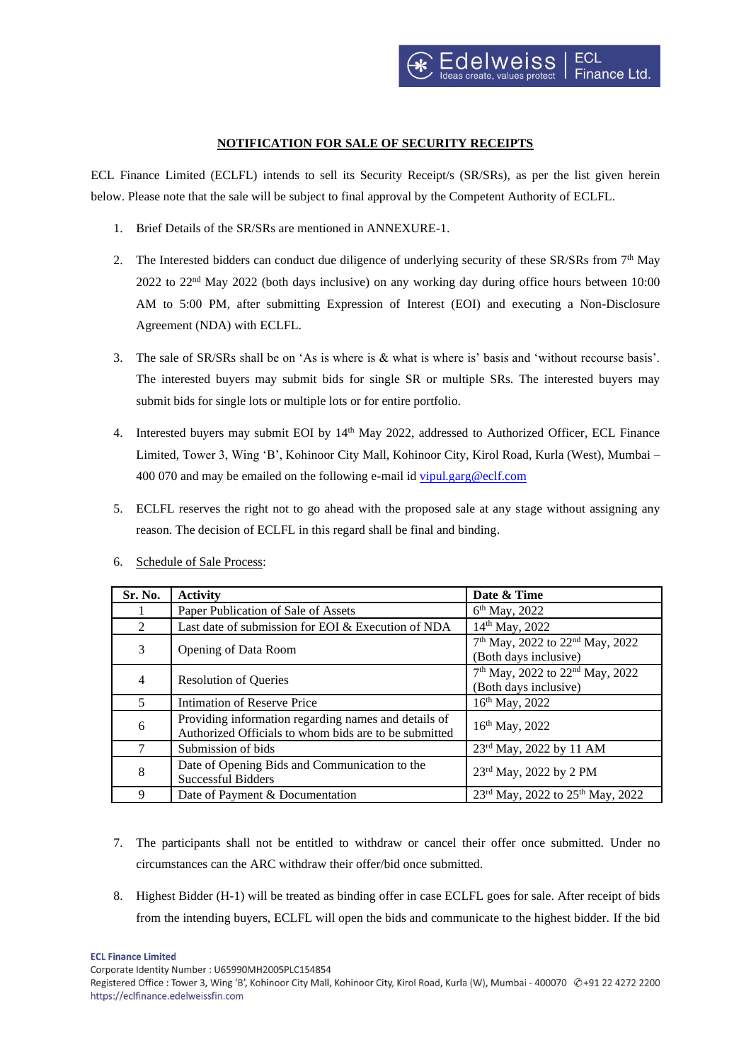## NOTIFICATION FOR SALE OF SECURITY RECEIPTS

ECL Finance Limited (ECLFL) intends to sell its Security Receipt/s (SR/SRs), as per the list given herein below. Please note that the sale will be subject to final approval by the Competent Authority of ECLFL.

1. Brief Details of the SR/SRs are mentioned in ANNEXURE-1.

2. The Interested bidders can conduct due diligence of underlying security of these SR/SRs from 7th May 2022 to 22nd May 2022 (both days inclusive) on any working day during office hours between 10:00 AM to 5:00 PM, after submitting Expression of Interest (EOI) and executing a Non-Disclosure Agreement (NDA) with ECLFL.

3. The sale of SR/SRs shall be on 'As is where is & what is where is' basis and 'without recourse basis'. The interested buyers may submit bids for single SR or multiple SRs. The interested buyers may submit bids for single lots or multiple lots or for entire portfolio.

4. Interested buyers may submit EOI by 14th May 2022, addressed to Authorized Officer, ECL Finance Limited, Tower 3, Wing 'B', Kohinoor City Mall, Kohinoor City, Kirol Road, Kurla (West), Mumbai – 400 070 and may be emailed on the following e-mail id vipul.garg@eclf.com

5. ECLFL reserves the right not to go ahead with the proposed sale at any stage without assigning any reason. The decision of ECLFL in this regard shall be final and binding.

6. Schedule of Sale Process:

| Sr. No. | Activity | Date & Time |
|---|---|---|
| 1 | Paper Publication of Sale of Assets | 6th May, 2022 |
| 2 | Last date of submission for EOI & Execution of NDA | 14th May, 2022 |
| 3 | Opening of Data Room | 7th May, 2022 to 22nd May, 2022 (Both days inclusive) |
| 4 | Resolution of Queries | 7th May, 2022 to 22nd May, 2022 (Both days inclusive) |
| 5 | Intimation of Reserve Price | 16th May, 2022 |
| 6 | Providing information regarding names and details of Authorized Officials to whom bids are to be submitted | 16th May, 2022 |
| 7 | Submission of bids | 23rd May, 2022 by 11 AM |
| 8 | Date of Opening Bids and Communication to the Successful Bidders | 23rd May, 2022 by 2 PM |
| 9 | Date of Payment & Documentation | 23rd May, 2022 to 25th May, 2022 |

7. The participants shall not be entitled to withdraw or cancel their offer once submitted. Under no circumstances can the ARC withdraw their offer/bid once submitted.

8. Highest Bidder (H-1) will be treated as binding offer in case ECLFL goes for sale. After receipt of bids from the intending buyers, ECLFL will open the bids and communicate to the highest bidder. If the bid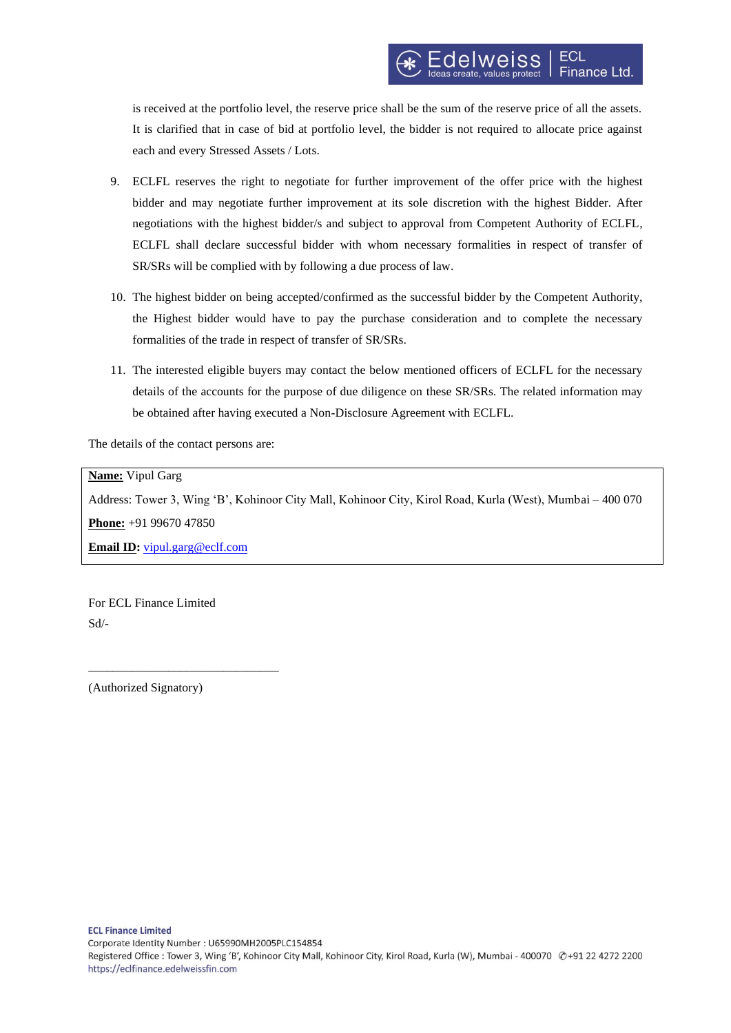is received at the portfolio level, the reserve price shall be the sum of the reserve price of all the assets. It is clarified that in case of bid at portfolio level, the bidder is not required to allocate price against each and every Stressed Assets / Lots.

9. ECLFL reserves the right to negotiate for further improvement of the offer price with the highest bidder and may negotiate further improvement at its sole discretion with the highest Bidder. After negotiations with the highest bidder/s and subject to approval from Competent Authority of ECLFL, ECLFL shall declare successful bidder with whom necessary formalities in respect of transfer of SR/SRs will be complied with by following a due process of law.

10. The highest bidder on being accepted/confirmed as the successful bidder by the Competent Authority, the Highest bidder would have to pay the purchase consideration and to complete the necessary formalities of the trade in respect of transfer of SR/SRs.

11. The interested eligible buyers may contact the below mentioned officers of ECLFL for the necessary details of the accounts for the purpose of due diligence on these SR/SRs. The related information may be obtained after having executed a Non-Disclosure Agreement with ECLFL.

The details of the contact persons are:

**Name:** Vipul Garg

Address: Tower 3, Wing 'B', Kohinoor City Mall, Kohinoor City, Kirol Road, Kurla (West), Mumbai – 400 070

**Phone:** +91 99670 47850

**Email ID:** vipul.garg@eclf.com

For ECL Finance Limited

Sd/-

\_\_\_\_\_\_\_\_\_\_\_\_\_\_\_\_\_\_\_\_\_\_\_\_\_\_\_\_\_\_\_\_

(Authorized Signatory)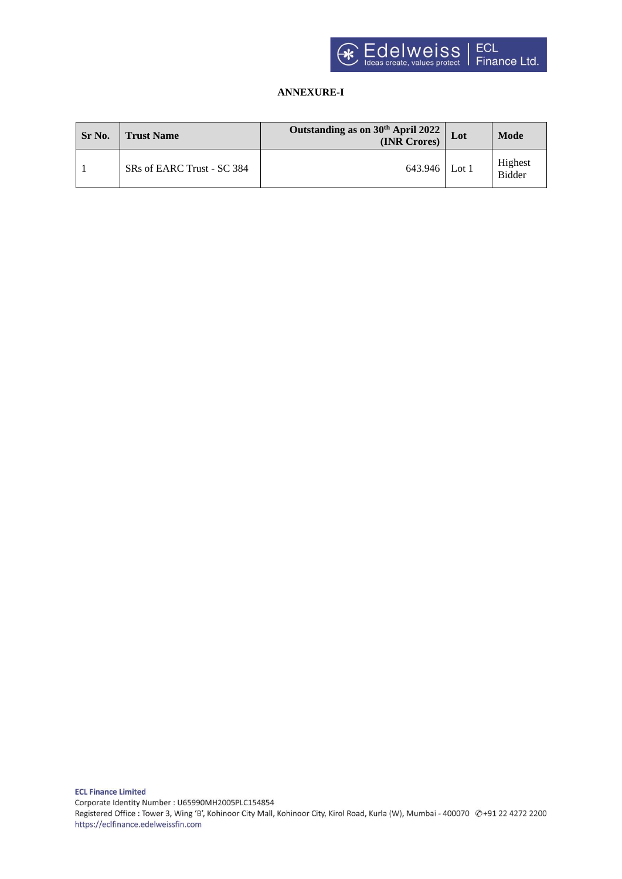**ANNEXURE-I**

| Sr No. | Trust Name | Outstanding as on 30th April 2022 (INR Crores) | Lot | Mode |
|---|---|---|---|---|
| 1 | SRs of EARC Trust - SC 384 | 643.946 | Lot 1 | Highest Bidder |